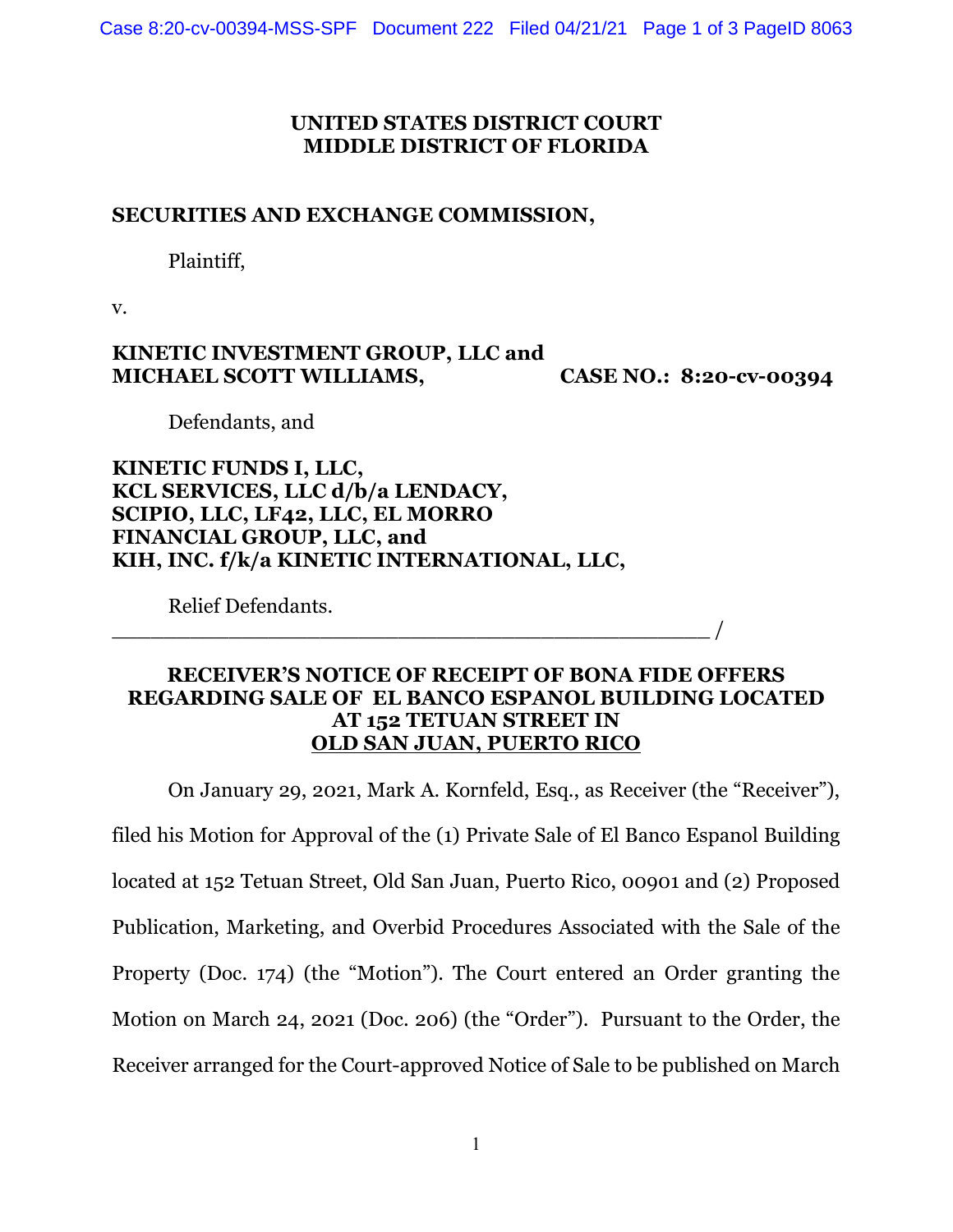**UNITED STATES DISTRICT COURT**
**MIDDLE DISTRICT OF FLORIDA**

**SECURITIES AND EXCHANGE COMMISSION,**

Plaintiff,

v.

**KINETIC INVESTMENT GROUP, LLC and**
**MICHAEL SCOTT WILLIAMS,** **CASE NO.: 8:20-cv-00394**

Defendants, and

**KINETIC FUNDS I, LLC,**
**KCL SERVICES, LLC d/b/a LENDACY,**
**SCIPIO, LLC, LF42, LLC, EL MORRO**
**FINANCIAL GROUP, LLC, and**
**KIH, INC. f/k/a KINETIC INTERNATIONAL, LLC,**

Relief Defendants.
_______________________________________________ /

**RECEIVER'S NOTICE OF RECEIPT OF BONA FIDE OFFERS REGARDING SALE OF EL BANCO ESPANOL BUILDING LOCATED AT 152 TETUAN STREET IN OLD SAN JUAN, PUERTO RICO**

On January 29, 2021, Mark A. Kornfeld, Esq., as Receiver (the "Receiver"), filed his Motion for Approval of the (1) Private Sale of El Banco Espanol Building located at 152 Tetuan Street, Old San Juan, Puerto Rico, 00901 and (2) Proposed Publication, Marketing, and Overbid Procedures Associated with the Sale of the Property (Doc. 174) (the "Motion"). The Court entered an Order granting the Motion on March 24, 2021 (Doc. 206) (the "Order"). Pursuant to the Order, the Receiver arranged for the Court-approved Notice of Sale to be published on March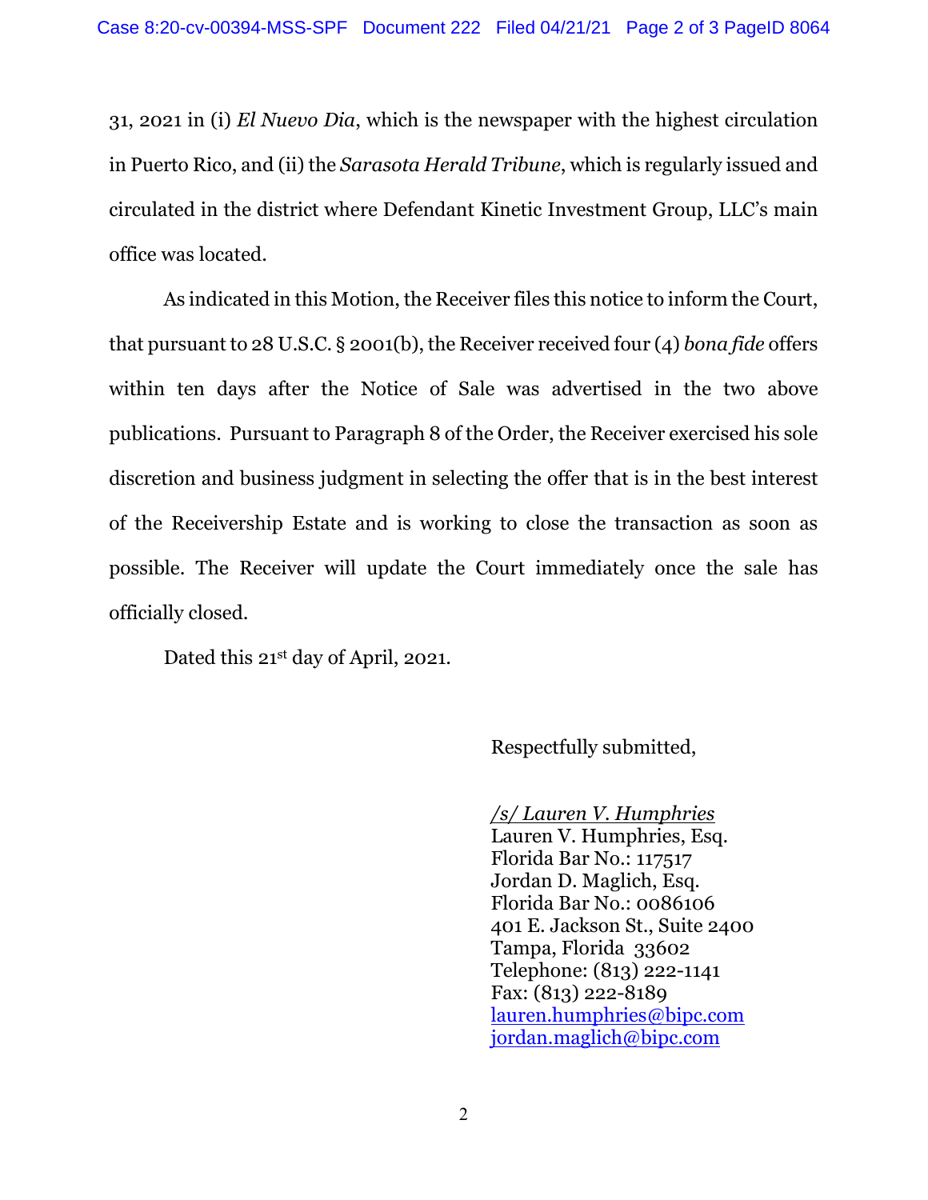31, 2021 in (i) *El Nuevo Dia*, which is the newspaper with the highest circulation in Puerto Rico, and (ii) the *Sarasota Herald Tribune*, which is regularly issued and circulated in the district where Defendant Kinetic Investment Group, LLC's main office was located.

As indicated in this Motion, the Receiver files this notice to inform the Court, that pursuant to 28 U.S.C. § 2001(b), the Receiver received four (4) *bona fide* offers within ten days after the Notice of Sale was advertised in the two above publications. Pursuant to Paragraph 8 of the Order, the Receiver exercised his sole discretion and business judgment in selecting the offer that is in the best interest of the Receivership Estate and is working to close the transaction as soon as possible. The Receiver will update the Court immediately once the sale has officially closed.

Dated this 21st day of April, 2021.

Respectfully submitted,

*/s/ Lauren V. Humphries*
Lauren V. Humphries, Esq.
Florida Bar No.: 117517
Jordan D. Maglich, Esq.
Florida Bar No.: 0086106
401 E. Jackson St., Suite 2400
Tampa, Florida 33602
Telephone: (813) 222-1141
Fax: (813) 222-8189
lauren.humphries@bipc.com
jordan.maglich@bipc.com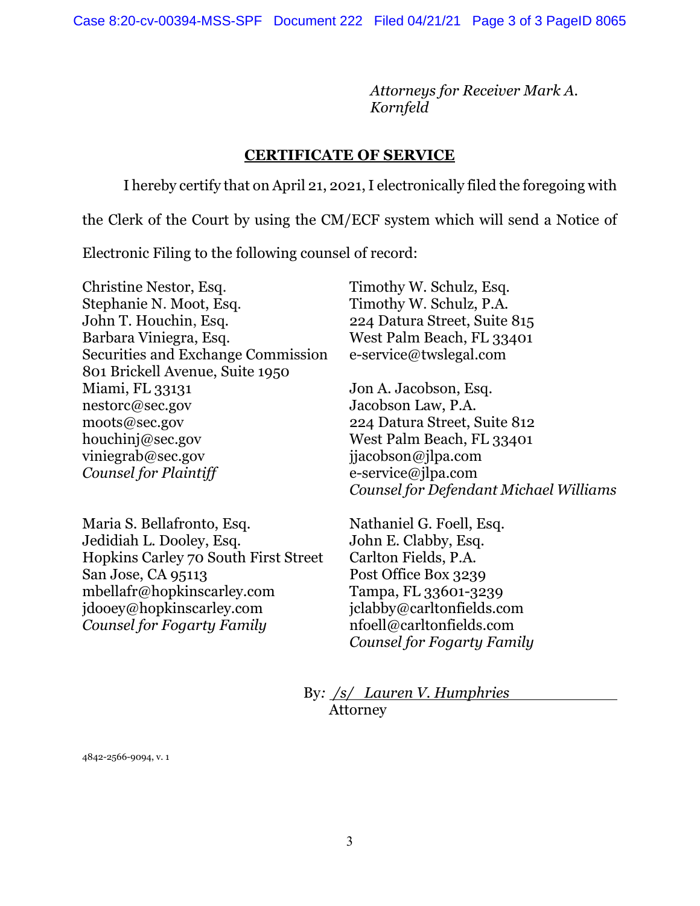*Attorneys for Receiver Mark A. Kornfeld*

**CERTIFICATE OF SERVICE**

I hereby certify that on April 21, 2021, I electronically filed the foregoing with the Clerk of the Court by using the CM/ECF system which will send a Notice of Electronic Filing to the following counsel of record:

Christine Nestor, Esq.
Stephanie N. Moot, Esq.
John T. Houchin, Esq.
Barbara Viniegra, Esq.
Securities and Exchange Commission
801 Brickell Avenue, Suite 1950
Miami, FL 33131
nestorc@sec.gov
moots@sec.gov
houchinj@sec.gov
viniegrab@sec.gov
*Counsel for Plaintiff*

Timothy W. Schulz, Esq.
Timothy W. Schulz, P.A.
224 Datura Street, Suite 815
West Palm Beach, FL 33401
e-service@twslegal.com

Jon A. Jacobson, Esq.
Jacobson Law, P.A.
224 Datura Street, Suite 812
West Palm Beach, FL 33401
jjacobson@jlpa.com
e-service@jlpa.com
*Counsel for Defendant Michael Williams*

Maria S. Bellafronto, Esq.
Jedidiah L. Dooley, Esq.
Hopkins Carley 70 South First Street
San Jose, CA 95113
mbellafr@hopkinscarley.com
jdooey@hopkinscarley.com
*Counsel for Fogarty Family*

Nathaniel G. Foell, Esq.
John E. Clabby, Esq.
Carlton Fields, P.A.
Post Office Box 3239
Tampa, FL 33601-3239
jclabby@carltonfields.com
nfoell@carltonfields.com
*Counsel for Fogarty Family*

By: */s/ Lauren V. Humphries*
Attorney

4842-2566-9094, v. 1